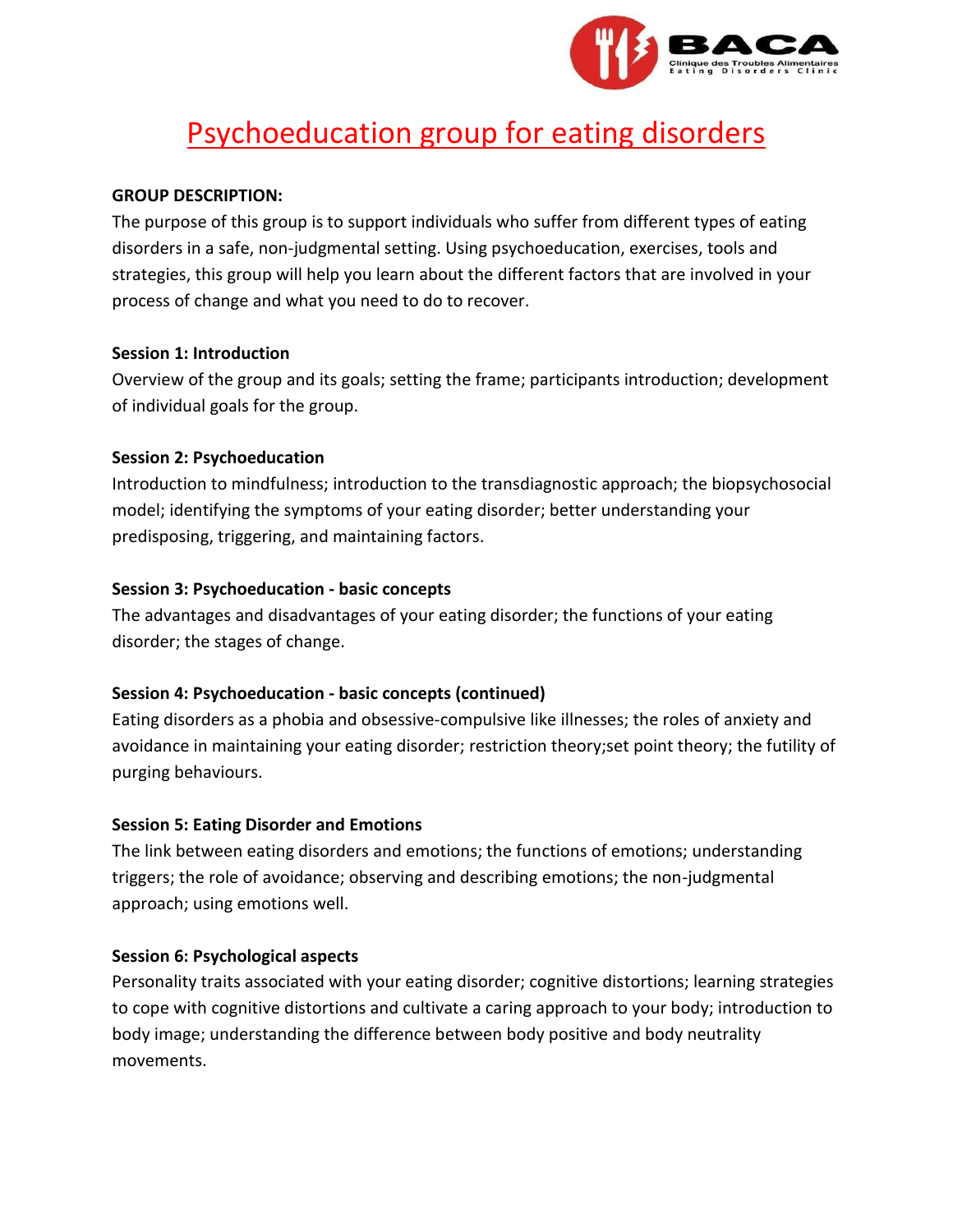# Psychoeducation group for eating disorders

**GROUP DESCRIPTION:**

The purpose of this group is to support individuals who suffer from different types of eating disorders in a safe, non-judgmental setting. Using psychoeducation, exercises, tools and strategies, this group will help you learn about the different factors that are involved in your process of change and what you need to do to recover.

**Session 1: Introduction**

Overview of the group and its goals; setting the frame; participants introduction; development of individual goals for the group.

**Session 2: Psychoeducation**

Introduction to mindfulness; introduction to the transdiagnostic approach; the biopsychosocial model; identifying the symptoms of your eating disorder; better understanding your predisposing, triggering, and maintaining factors.

**Session 3: Psychoeducation - basic concepts**

The advantages and disadvantages of your eating disorder; the functions of your eating disorder; the stages of change.

**Session 4: Psychoeducation - basic concepts (continued)**

Eating disorders as a phobia and obsessive-compulsive like illnesses; the roles of anxiety and avoidance in maintaining your eating disorder; restriction theory;set point theory; the futility of purging behaviours.

**Session 5: Eating Disorder and Emotions**

The link between eating disorders and emotions; the functions of emotions; understanding triggers; the role of avoidance; observing and describing emotions; the non-judgmental approach; using emotions well.

**Session 6: Psychological aspects**

Personality traits associated with your eating disorder; cognitive distortions; learning strategies to cope with cognitive distortions and cultivate a caring approach to your body; introduction to body image; understanding the difference between body positive and body neutrality movements.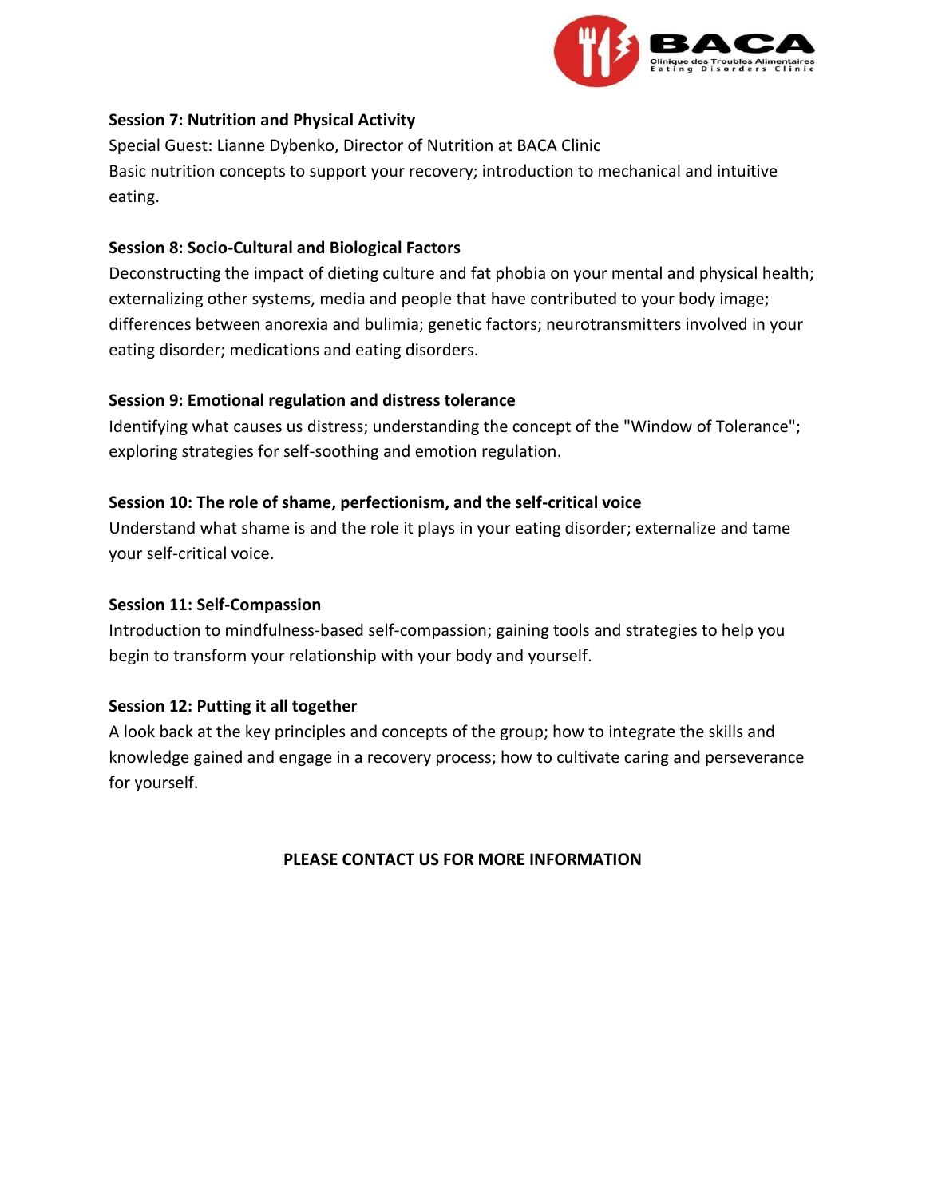**Session 7: Nutrition and Physical Activity**

Special Guest: Lianne Dybenko, Director of Nutrition at BACA Clinic

Basic nutrition concepts to support your recovery; introduction to mechanical and intuitive eating.

**Session 8: Socio-Cultural and Biological Factors**

Deconstructing the impact of dieting culture and fat phobia on your mental and physical health; externalizing other systems, media and people that have contributed to your body image; differences between anorexia and bulimia; genetic factors; neurotransmitters involved in your eating disorder; medications and eating disorders.

**Session 9: Emotional regulation and distress tolerance**

Identifying what causes us distress; understanding the concept of the "Window of Tolerance"; exploring strategies for self-soothing and emotion regulation.

**Session 10: The role of shame, perfectionism, and the self-critical voice**

Understand what shame is and the role it plays in your eating disorder; externalize and tame your self-critical voice.

**Session 11: Self-Compassion**

Introduction to mindfulness-based self-compassion; gaining tools and strategies to help you begin to transform your relationship with your body and yourself.

**Session 12: Putting it all together**

A look back at the key principles and concepts of the group; how to integrate the skills and knowledge gained and engage in a recovery process; how to cultivate caring and perseverance for yourself.

**PLEASE CONTACT US FOR MORE INFORMATION**